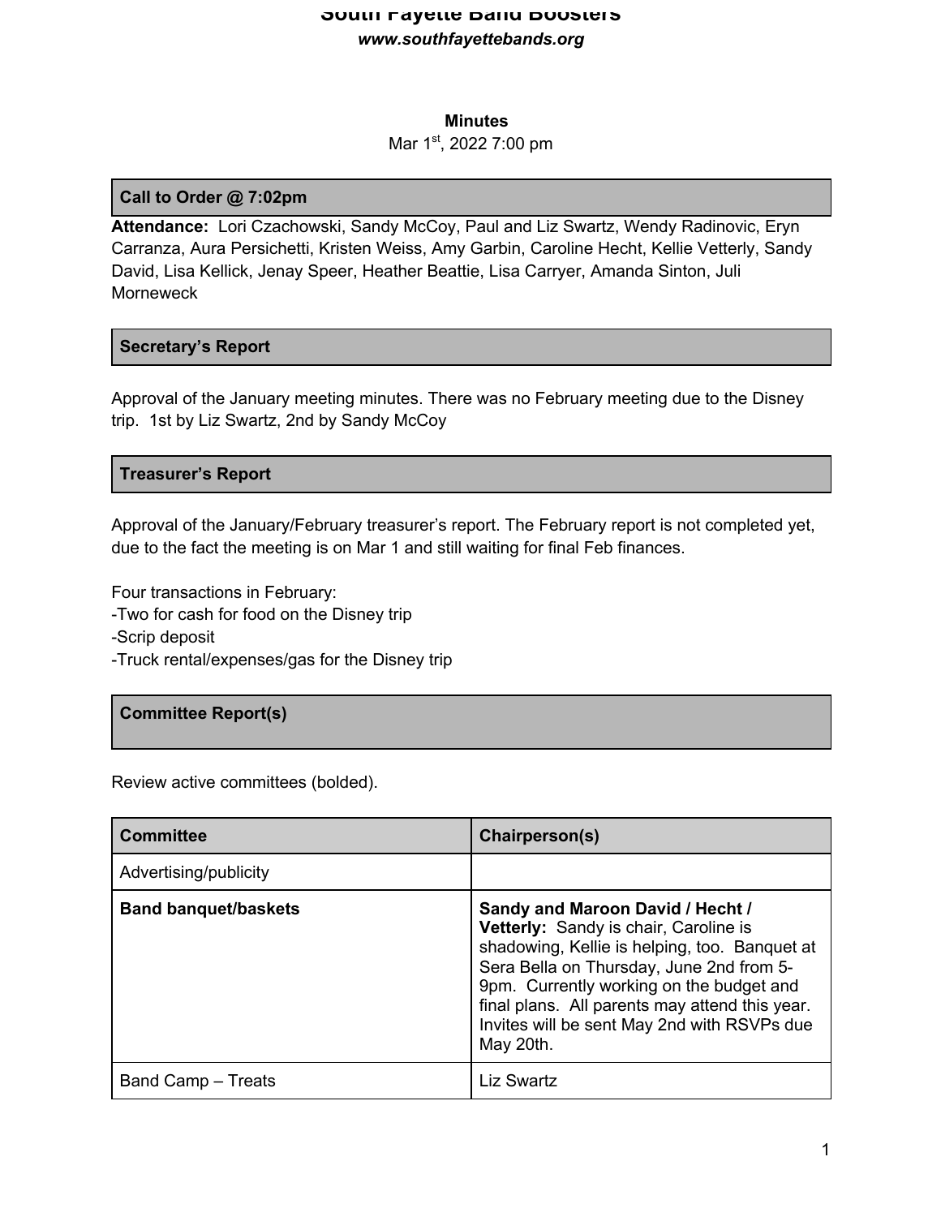# South Fayette Band Boosters

***www.southfayettebands.org***

**Minutes**

Mar 1st, 2022 7:00 pm

## Call to Order @ 7:02pm

**Attendance:** Lori Czachowski, Sandy McCoy, Paul and Liz Swartz, Wendy Radinovic, Eryn Carranza, Aura Persichetti, Kristen Weiss, Amy Garbin, Caroline Hecht, Kellie Vetterly, Sandy David, Lisa Kellick, Jenay Speer, Heather Beattie, Lisa Carryer, Amanda Sinton, Juli Morneweck

## Secretary's Report

Approval of the January meeting minutes. There was no February meeting due to the Disney trip. 1st by Liz Swartz, 2nd by Sandy McCoy

## Treasurer's Report

Approval of the January/February treasurer's report. The February report is not completed yet, due to the fact the meeting is on Mar 1 and still waiting for final Feb finances.

Four transactions in February:
- Two for cash for food on the Disney trip
- Scrip deposit
- Truck rental/expenses/gas for the Disney trip

## Committee Report(s)

Review active committees (bolded).

| Committee | Chairperson(s) |
|---|---|
| Advertising/publicity | |
| **Band banquet/baskets** | **Sandy and Maroon David / Hecht / Vetterly:** Sandy is chair, Caroline is shadowing, Kellie is helping, too. Banquet at Sera Bella on Thursday, June 2nd from 5-9pm. Currently working on the budget and final plans. All parents may attend this year. Invites will be sent May 2nd with RSVPs due May 20th. |
| Band Camp – Treats | Liz Swartz |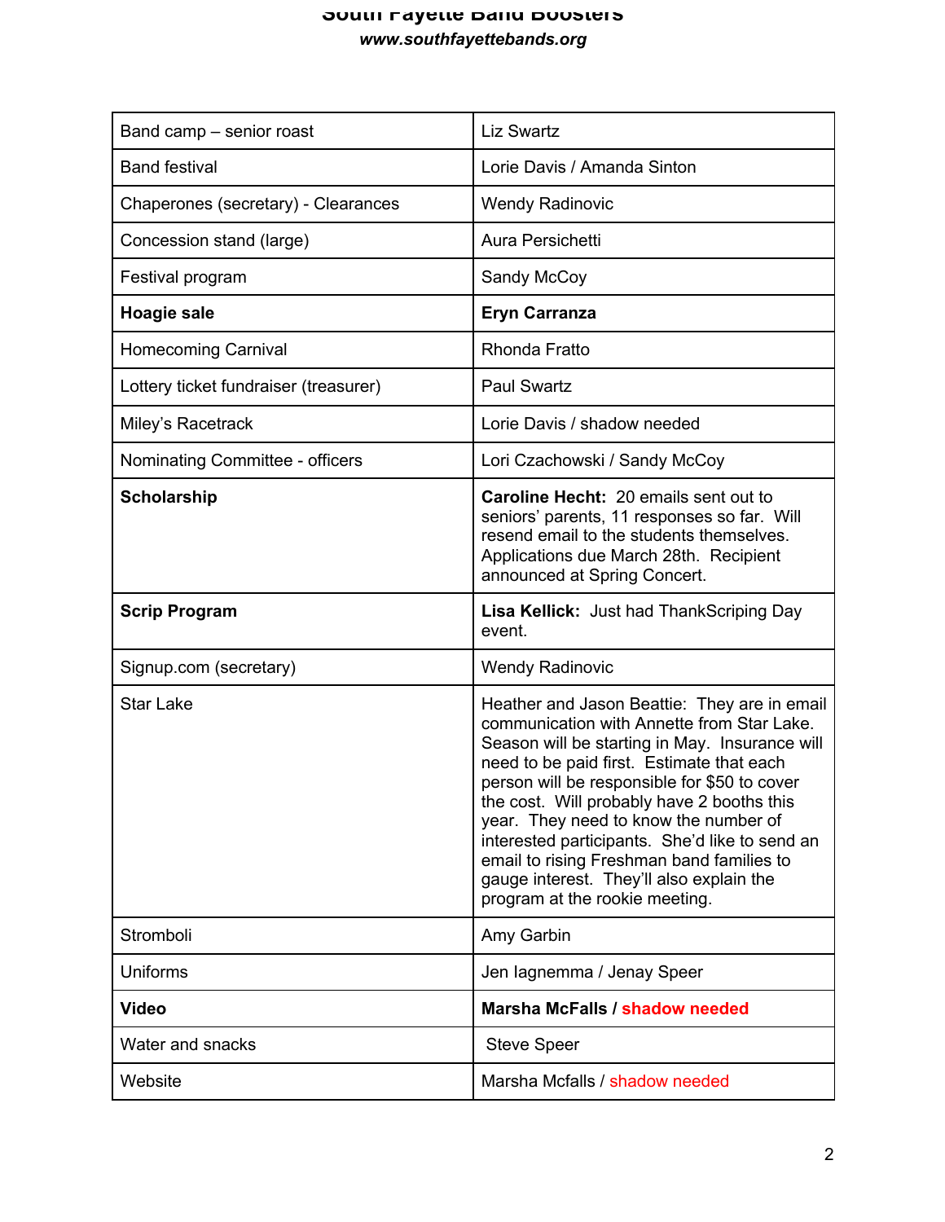| Band camp – senior roast | Liz Swartz |
|---|---|
| Band festival | Lorie Davis / Amanda Sinton |
| Chaperones (secretary) - Clearances | Wendy Radinovic |
| Concession stand (large) | Aura Persichetti |
| Festival program | Sandy McCoy |
| **Hoagie sale** | **Eryn Carranza** |
| Homecoming Carnival | Rhonda Fratto |
| Lottery ticket fundraiser (treasurer) | Paul Swartz |
| Miley's Racetrack | Lorie Davis / shadow needed |
| Nominating Committee - officers | Lori Czachowski / Sandy McCoy |
| **Scholarship** | **Caroline Hecht:** 20 emails sent out to seniors' parents, 11 responses so far. Will resend email to the students themselves. Applications due March 28th. Recipient announced at Spring Concert. |
| **Scrip Program** | **Lisa Kellick:** Just had ThankScriping Day event. |
| Signup.com (secretary) | Wendy Radinovic |
| Star Lake | Heather and Jason Beattie: They are in email communication with Annette from Star Lake. Season will be starting in May. Insurance will need to be paid first. Estimate that each person will be responsible for $50 to cover the cost. Will probably have 2 booths this year. They need to know the number of interested participants. She'd like to send an email to rising Freshman band families to gauge interest. They'll also explain the program at the rookie meeting. |
| Stromboli | Amy Garbin |
| Uniforms | Jen Iagnemma / Jenay Speer |
| **Video** | **Marsha McFalls / shadow needed** |
| Water and snacks | Steve Speer |
| Website | Marsha Mcfalls / shadow needed |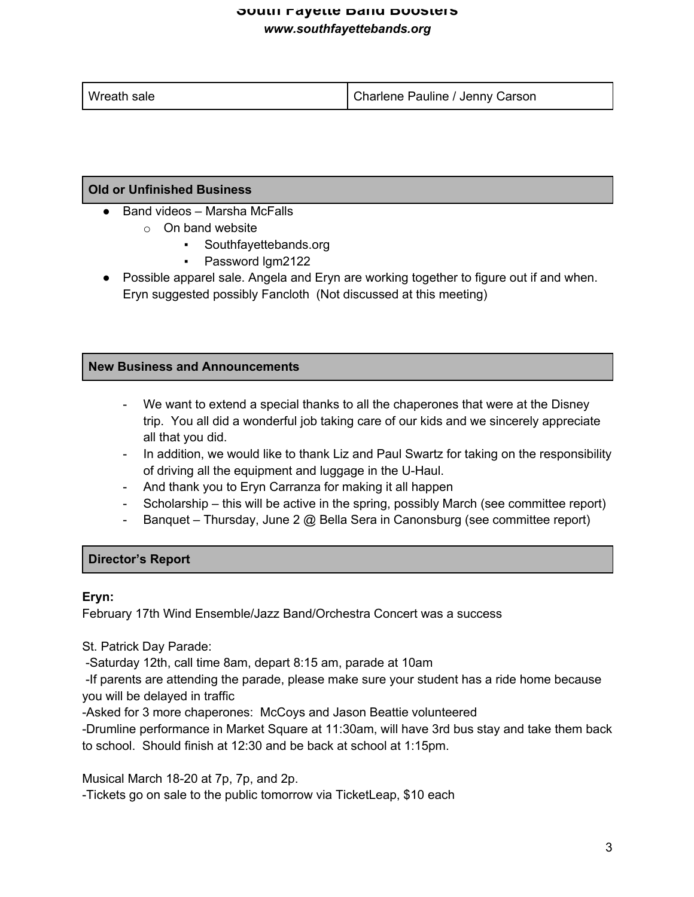| Wreath sale | Charlene Pauline / Jenny Carson |
|---|---|

## Old or Unfinished Business

- Band videos – Marsha McFalls
  - On band website
    - Southfayettebands.org
    - Password lgm2122
- Possible apparel sale. Angela and Eryn are working together to figure out if and when. Eryn suggested possibly Fancloth (Not discussed at this meeting)

## New Business and Announcements

- We want to extend a special thanks to all the chaperones that were at the Disney trip. You all did a wonderful job taking care of our kids and we sincerely appreciate all that you did.
- In addition, we would like to thank Liz and Paul Swartz for taking on the responsibility of driving all the equipment and luggage in the U-Haul.
- And thank you to Eryn Carranza for making it all happen
- Scholarship – this will be active in the spring, possibly March (see committee report)
- Banquet – Thursday, June 2 @ Bella Sera in Canonsburg (see committee report)

## Director's Report

**Eryn:**

February 17th Wind Ensemble/Jazz Band/Orchestra Concert was a success

St. Patrick Day Parade:

-Saturday 12th, call time 8am, depart 8:15 am, parade at 10am

-If parents are attending the parade, please make sure your student has a ride home because you will be delayed in traffic

-Asked for 3 more chaperones: McCoys and Jason Beattie volunteered

-Drumline performance in Market Square at 11:30am, will have 3rd bus stay and take them back to school. Should finish at 12:30 and be back at school at 1:15pm.

Musical March 18-20 at 7p, 7p, and 2p.

-Tickets go on sale to the public tomorrow via TicketLeap, $10 each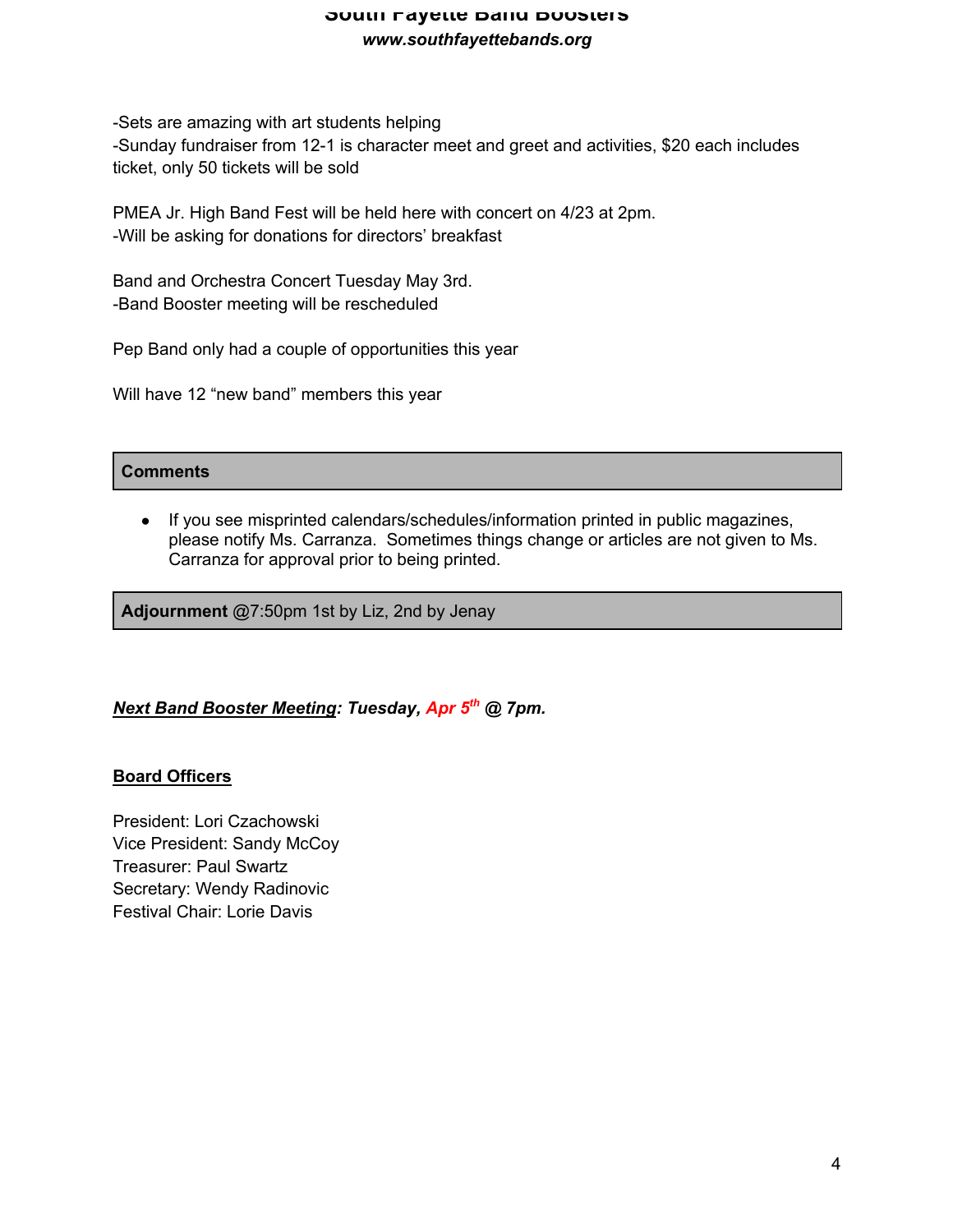-Sets are amazing with art students helping
-Sunday fundraiser from 12-1 is character meet and greet and activities, $20 each includes ticket, only 50 tickets will be sold

PMEA Jr. High Band Fest will be held here with concert on 4/23 at 2pm.
-Will be asking for donations for directors' breakfast

Band and Orchestra Concert Tuesday May 3rd.
-Band Booster meeting will be rescheduled

Pep Band only had a couple of opportunities this year

Will have 12 "new band" members this year

## Comments

- If you see misprinted calendars/schedules/information printed in public magazines, please notify Ms. Carranza. Sometimes things change or articles are not given to Ms. Carranza for approval prior to being printed.

**Adjournment** @7:50pm 1st by Liz, 2nd by Jenay

***Next Band Booster Meeting*****: *Tuesday, Apr 5th @ 7pm.***

**Board Officers**

President: Lori Czachowski
Vice President: Sandy McCoy
Treasurer: Paul Swartz
Secretary: Wendy Radinovic
Festival Chair: Lorie Davis